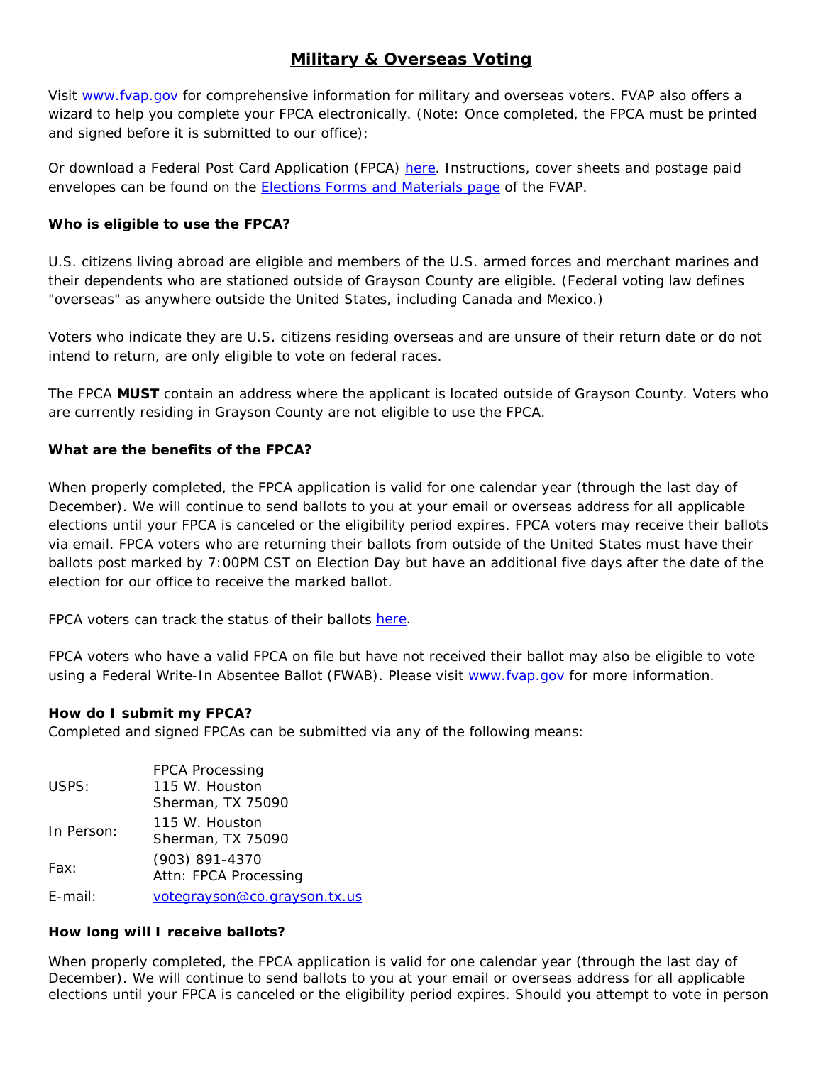# Military & Overseas Voting

Visit [www.fvap.gov](www.fvap.gov) for comprehensive information for military and overseas voters. FVAP also offers a wizard to help you complete your FPCA electronically. (Note: Once completed, the FPCA must be printed and signed before it is submitted to our office);

Or download a Federal Post Card Application (FPCA) here. Instructions, cover sheets and postage paid envelopes can be found on the Elections Forms and Materials page of the FVAP.

**Who is eligible to use the FPCA?**

U.S. citizens living abroad are eligible and members of the U.S. armed forces and merchant marines and their dependents who are stationed outside of Grayson County are eligible. (Federal voting law defines "overseas" as anywhere outside the United States, including Canada and Mexico.)

Voters who indicate they are U.S. citizens residing overseas and are unsure of their return date or do not intend to return, are only eligible to vote on federal races.

The FPCA **MUST** contain an address where the applicant is located outside of Grayson County. Voters who are currently residing in Grayson County are not eligible to use the FPCA.

**What are the benefits of the FPCA?**

When properly completed, the FPCA application is valid for one calendar year (through the last day of December). We will continue to send ballots to you at your email or overseas address for all applicable elections until your FPCA is canceled or the eligibility period expires. FPCA voters may receive their ballots via email. FPCA voters who are returning their ballots from outside of the United States must have their ballots post marked by 7:00PM CST on Election Day but have an additional five days after the date of the election for our office to receive the marked ballot.

FPCA voters can track the status of their ballots here.

FPCA voters who have a valid FPCA on file but have not received their ballot may also be eligible to vote using a Federal Write-In Absentee Ballot (FWAB). Please visit [www.fvap.gov](www.fvap.gov) for more information.

**How do I submit my FPCA?**

Completed and signed FPCAs can be submitted via any of the following means:

| | |
|---|---|
| USPS: | FPCA Processing<br>115 W. Houston<br>Sherman, TX 75090 |
| In Person: | 115 W. Houston<br>Sherman, TX 75090 |
| Fax: | (903) 891-4370<br>Attn: FPCA Processing |
| E-mail: | votegrayson@co.grayson.tx.us |

**How long will I receive ballots?**

When properly completed, the FPCA application is valid for one calendar year (through the last day of December). We will continue to send ballots to you at your email or overseas address for all applicable elections until your FPCA is canceled or the eligibility period expires. Should you attempt to vote in person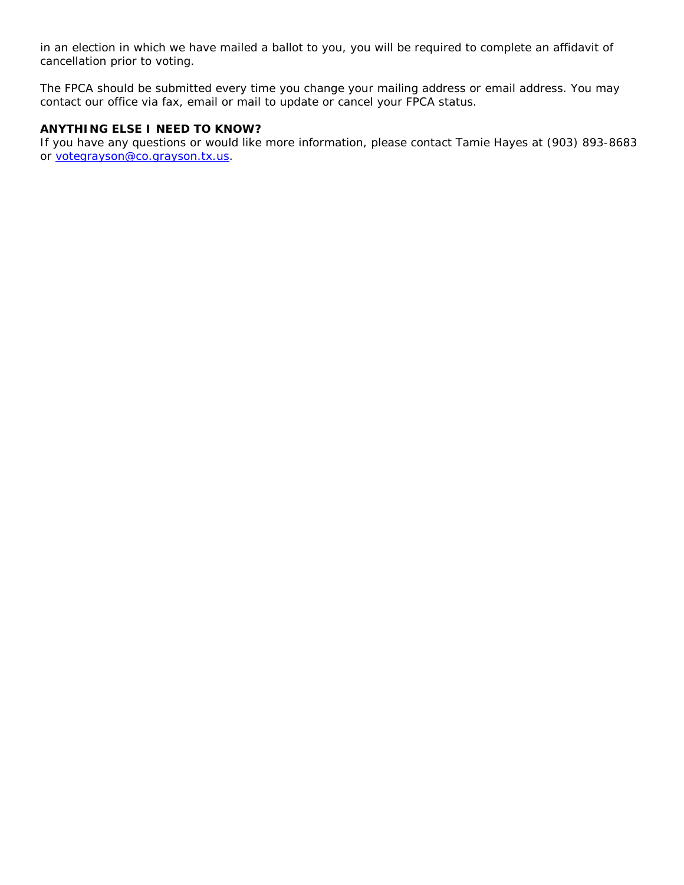in an election in which we have mailed a ballot to you, you will be required to complete an affidavit of cancellation prior to voting.

The FPCA should be submitted every time you change your mailing address or email address. You may contact our office via fax, email or mail to update or cancel your FPCA status.

**ANYTHING ELSE I NEED TO KNOW?**

If you have any questions or would like more information, please contact Tamie Hayes at (903) 893-8683 or [votegrayson@co.grayson.tx.us](mailto:votegrayson@co.grayson.tx.us).